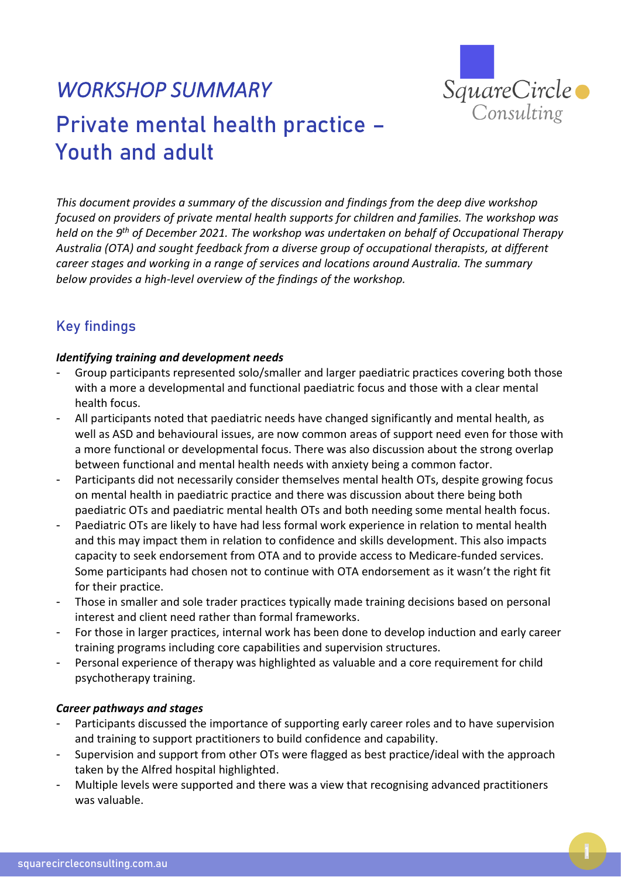*WORKSHOP SUMMARY*

# Private mental health practice – Youth and adult

*This document provides a summary of the discussion and findings from the deep dive workshop focused on providers of private mental health supports for children and families. The workshop was held on the 9th of December 2021. The workshop was undertaken on behalf of Occupational Therapy Australia (OTA) and sought feedback from a diverse group of occupational therapists, at different career stages and working in a range of services and locations around Australia. The summary below provides a high-level overview of the findings of the workshop.*

## Key findings

***Identifying training and development needs***

- Group participants represented solo/smaller and larger paediatric practices covering both those with a more a developmental and functional paediatric focus and those with a clear mental health focus.
- All participants noted that paediatric needs have changed significantly and mental health, as well as ASD and behavioural issues, are now common areas of support need even for those with a more functional or developmental focus. There was also discussion about the strong overlap between functional and mental health needs with anxiety being a common factor.
- Participants did not necessarily consider themselves mental health OTs, despite growing focus on mental health in paediatric practice and there was discussion about there being both paediatric OTs and paediatric mental health OTs and both needing some mental health focus.
- Paediatric OTs are likely to have had less formal work experience in relation to mental health and this may impact them in relation to confidence and skills development. This also impacts capacity to seek endorsement from OTA and to provide access to Medicare-funded services. Some participants had chosen not to continue with OTA endorsement as it wasn't the right fit for their practice.
- Those in smaller and sole trader practices typically made training decisions based on personal interest and client need rather than formal frameworks.
- For those in larger practices, internal work has been done to develop induction and early career training programs including core capabilities and supervision structures.
- Personal experience of therapy was highlighted as valuable and a core requirement for child psychotherapy training.

***Career pathways and stages***

- Participants discussed the importance of supporting early career roles and to have supervision and training to support practitioners to build confidence and capability.
- Supervision and support from other OTs were flagged as best practice/ideal with the approach taken by the Alfred hospital highlighted.
- Multiple levels were supported and there was a view that recognising advanced practitioners was valuable.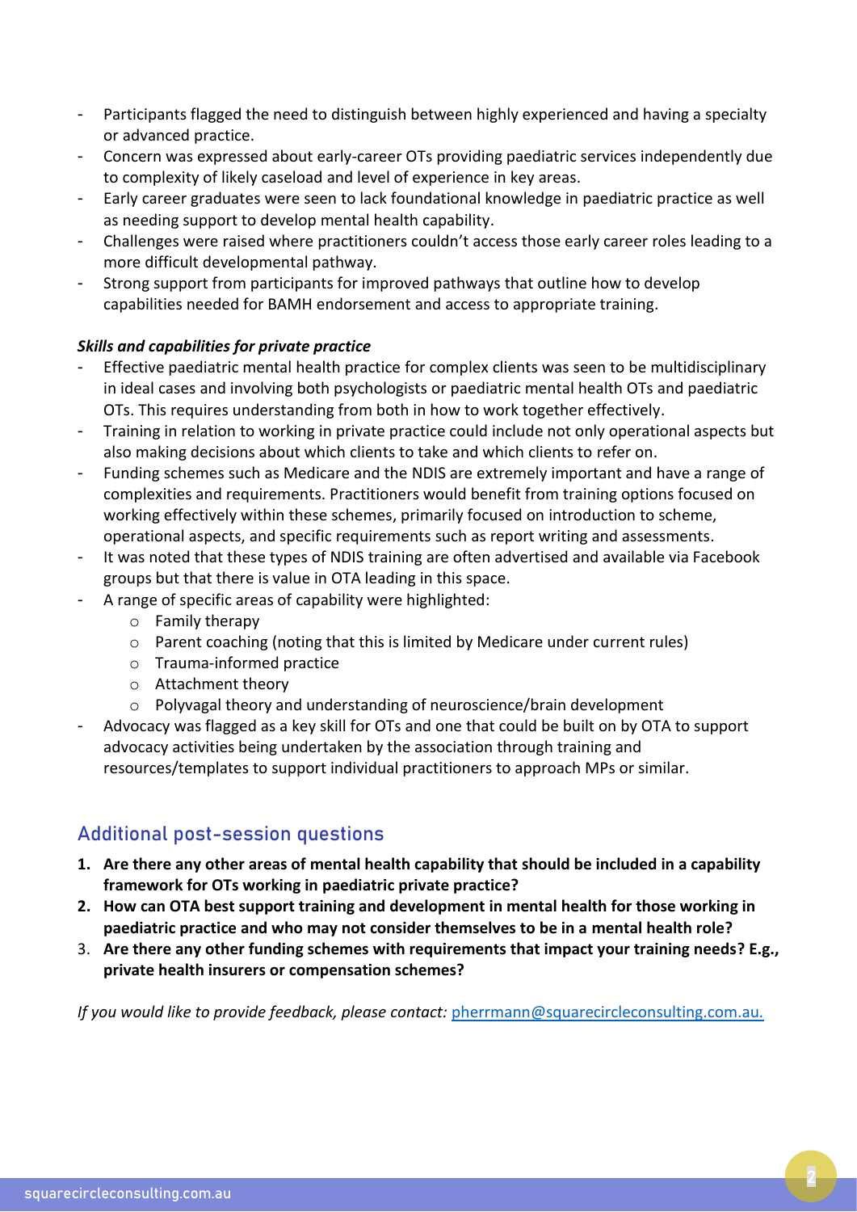- Participants flagged the need to distinguish between highly experienced and having a specialty or advanced practice.
- Concern was expressed about early-career OTs providing paediatric services independently due to complexity of likely caseload and level of experience in key areas.
- Early career graduates were seen to lack foundational knowledge in paediatric practice as well as needing support to develop mental health capability.
- Challenges were raised where practitioners couldn't access those early career roles leading to a more difficult developmental pathway.
- Strong support from participants for improved pathways that outline how to develop capabilities needed for BAMH endorsement and access to appropriate training.

***Skills and capabilities for private practice***

- Effective paediatric mental health practice for complex clients was seen to be multidisciplinary in ideal cases and involving both psychologists or paediatric mental health OTs and paediatric OTs. This requires understanding from both in how to work together effectively.
- Training in relation to working in private practice could include not only operational aspects but also making decisions about which clients to take and which clients to refer on.
- Funding schemes such as Medicare and the NDIS are extremely important and have a range of complexities and requirements. Practitioners would benefit from training options focused on working effectively within these schemes, primarily focused on introduction to scheme, operational aspects, and specific requirements such as report writing and assessments.
- It was noted that these types of NDIS training are often advertised and available via Facebook groups but that there is value in OTA leading in this space.
- A range of specific areas of capability were highlighted:
  - Family therapy
  - Parent coaching (noting that this is limited by Medicare under current rules)
  - Trauma-informed practice
  - Attachment theory
  - Polyvagal theory and understanding of neuroscience/brain development
- Advocacy was flagged as a key skill for OTs and one that could be built on by OTA to support advocacy activities being undertaken by the association through training and resources/templates to support individual practitioners to approach MPs or similar.

## Additional post-session questions

1. **Are there any other areas of mental health capability that should be included in a capability framework for OTs working in paediatric private practice?**
2. **How can OTA best support training and development in mental health for those working in paediatric practice and who may not consider themselves to be in a mental health role?**
3. **Are there any other funding schemes with requirements that impact your training needs? E.g., private health insurers or compensation schemes?**

*If you would like to provide feedback, please contact:* pherrmann@squarecircleconsulting.com.au.